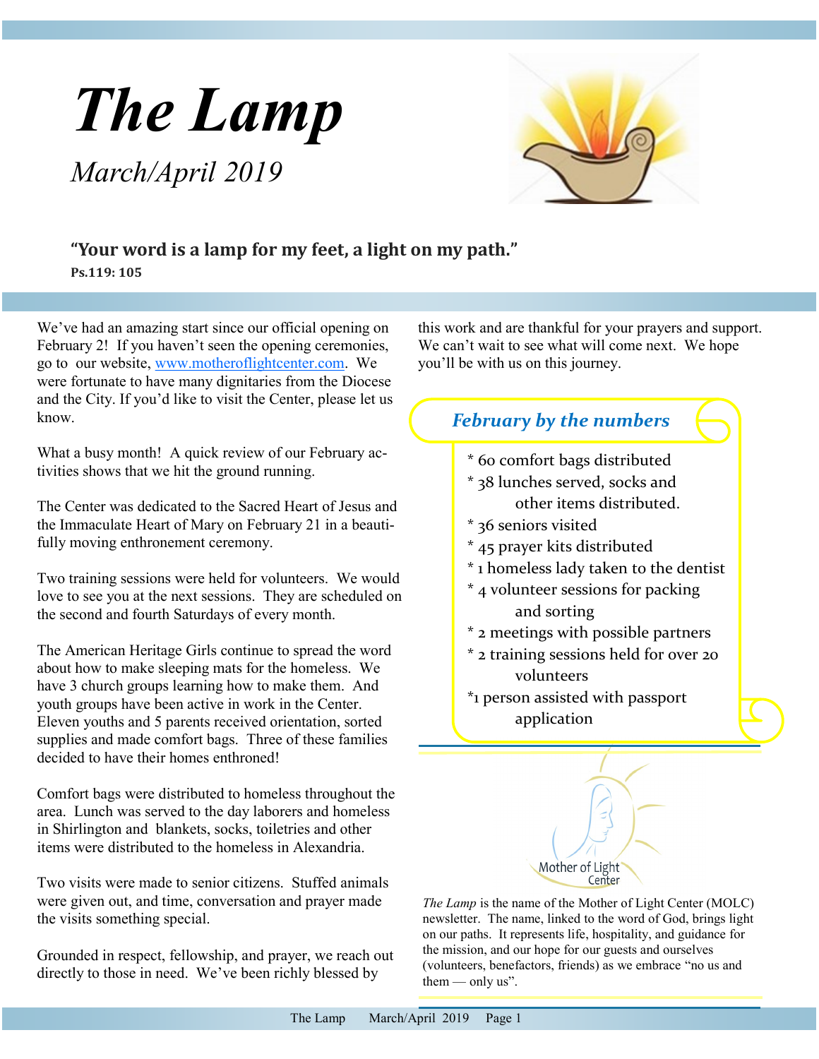# The Lamp

*March/April 2019*

**"Your word is a lamp for my feet, a light on my path."**
**Ps.119: 105**

We've had an amazing start since our official opening on February 2! If you haven't seen the opening ceremonies, go to our website, www.motheroflightcenter.com. We were fortunate to have many dignitaries from the Diocese and the City. If you'd like to visit the Center, please let us know.

What a busy month! A quick review of our February activities shows that we hit the ground running.

The Center was dedicated to the Sacred Heart of Jesus and the Immaculate Heart of Mary on February 21 in a beautifully moving enthronement ceremony.

Two training sessions were held for volunteers. We would love to see you at the next sessions. They are scheduled on the second and fourth Saturdays of every month.

The American Heritage Girls continue to spread the word about how to make sleeping mats for the homeless. We have 3 church groups learning how to make them. And youth groups have been active in work in the Center. Eleven youths and 5 parents received orientation, sorted supplies and made comfort bags. Three of these families decided to have their homes enthroned!

Comfort bags were distributed to homeless throughout the area. Lunch was served to the day laborers and homeless in Shirlington and blankets, socks, toiletries and other items were distributed to the homeless in Alexandria.

Two visits were made to senior citizens. Stuffed animals were given out, and time, conversation and prayer made the visits something special.

Grounded in respect, fellowship, and prayer, we reach out directly to those in need. We've been richly blessed by this work and are thankful for your prayers and support. We can't wait to see what will come next. We hope you'll be with us on this journey.

## *February by the numbers*

* 60 comfort bags distributed
* 38 lunches served, socks and other items distributed.
* 36 seniors visited
* 45 prayer kits distributed
* 1 homeless lady taken to the dentist
* 4 volunteer sessions for packing and sorting
* 2 meetings with possible partners
* 2 training sessions held for over 20 volunteers
* 1 person assisted with passport application

Mother of Light Center

*The Lamp* is the name of the Mother of Light Center (MOLC) newsletter. The name, linked to the word of God, brings light on our paths. It represents life, hospitality, and guidance for the mission, and our hope for our guests and ourselves (volunteers, benefactors, friends) as we embrace "no us and them — only us".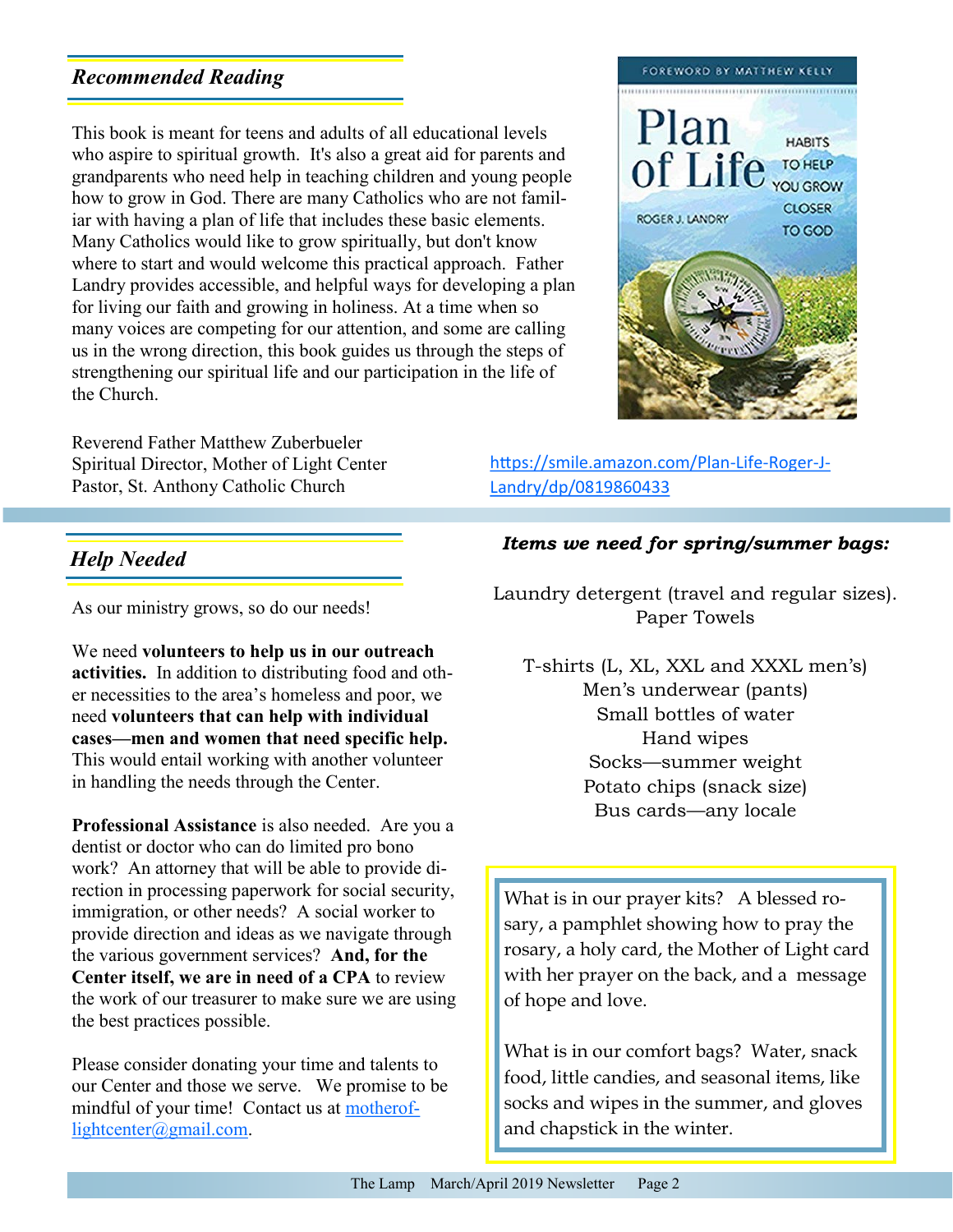## *Recommended Reading*

This book is meant for teens and adults of all educational levels who aspire to spiritual growth. It's also a great aid for parents and grandparents who need help in teaching children and young people how to grow in God. There are many Catholics who are not familiar with having a plan of life that includes these basic elements. Many Catholics would like to grow spiritually, but don't know where to start and would welcome this practical approach. Father Landry provides accessible, and helpful ways for developing a plan for living our faith and growing in holiness. At a time when so many voices are competing for our attention, and some are calling us in the wrong direction, this book guides us through the steps of strengthening our spiritual life and our participation in the life of the Church.

Reverend Father Matthew Zuberbueler
Spiritual Director, Mother of Light Center
Pastor, St. Anthony Catholic Church

https://smile.amazon.com/Plan-Life-Roger-J-Landry/dp/0819860433

## *Help Needed*

As our ministry grows, so do our needs!

We need **volunteers to help us in our outreach activities.** In addition to distributing food and other necessities to the area's homeless and poor, we need **volunteers that can help with individual cases—men and women that need specific help.** This would entail working with another volunteer in handling the needs through the Center.

**Professional Assistance** is also needed. Are you a dentist or doctor who can do limited pro bono work? An attorney that will be able to provide direction in processing paperwork for social security, immigration, or other needs? A social worker to provide direction and ideas as we navigate through the various government services? **And, for the Center itself, we are in need of a CPA** to review the work of our treasurer to make sure we are using the best practices possible.

Please consider donating your time and talents to our Center and those we serve. We promise to be mindful of your time! Contact us at motheroflightcenter@gmail.com.

***Items we need for spring/summer bags:***

Laundry detergent (travel and regular sizes).
Paper Towels

T-shirts (L, XL, XXL and XXXL men's)
Men's underwear (pants)
Small bottles of water
Hand wipes
Socks—summer weight
Potato chips (snack size)
Bus cards—any locale

What is in our prayer kits? A blessed rosary, a pamphlet showing how to pray the rosary, a holy card, the Mother of Light card with her prayer on the back, and a message of hope and love.

What is in our comfort bags? Water, snack food, little candies, and seasonal items, like socks and wipes in the summer, and gloves and chapstick in the winter.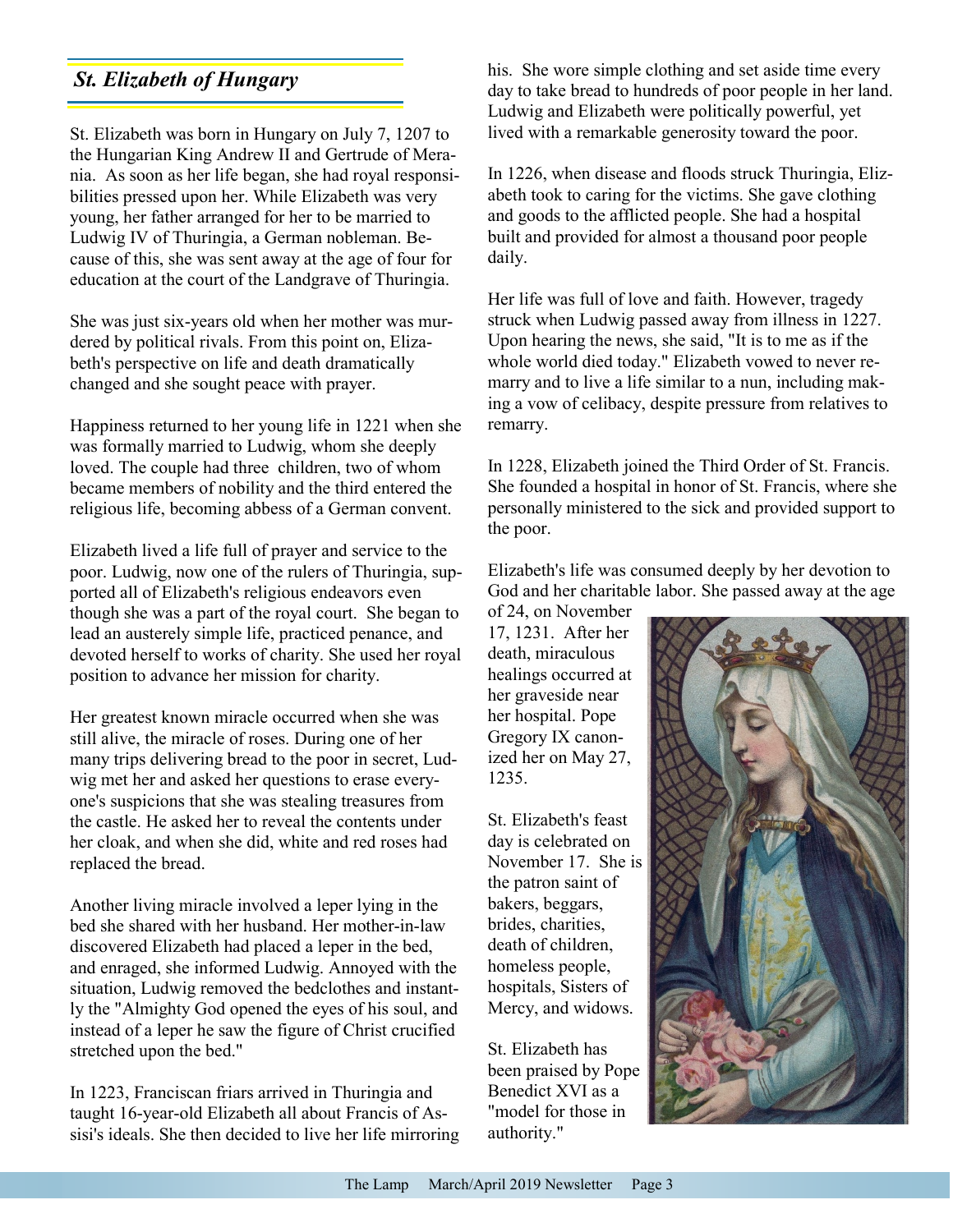## *St. Elizabeth of Hungary*

St. Elizabeth was born in Hungary on July 7, 1207 to the Hungarian King Andrew II and Gertrude of Merania. As soon as her life began, she had royal responsibilities pressed upon her. While Elizabeth was very young, her father arranged for her to be married to Ludwig IV of Thuringia, a German nobleman. Because of this, she was sent away at the age of four for education at the court of the Landgrave of Thuringia.

She was just six-years old when her mother was murdered by political rivals. From this point on, Elizabeth's perspective on life and death dramatically changed and she sought peace with prayer.

Happiness returned to her young life in 1221 when she was formally married to Ludwig, whom she deeply loved. The couple had three children, two of whom became members of nobility and the third entered the religious life, becoming abbess of a German convent.

Elizabeth lived a life full of prayer and service to the poor. Ludwig, now one of the rulers of Thuringia, supported all of Elizabeth's religious endeavors even though she was a part of the royal court. She began to lead an austerely simple life, practiced penance, and devoted herself to works of charity. She used her royal position to advance her mission for charity.

Her greatest known miracle occurred when she was still alive, the miracle of roses. During one of her many trips delivering bread to the poor in secret, Ludwig met her and asked her questions to erase everyone's suspicions that she was stealing treasures from the castle. He asked her to reveal the contents under her cloak, and when she did, white and red roses had replaced the bread.

Another living miracle involved a leper lying in the bed she shared with her husband. Her mother-in-law discovered Elizabeth had placed a leper in the bed, and enraged, she informed Ludwig. Annoyed with the situation, Ludwig removed the bedclothes and instantly the "Almighty God opened the eyes of his soul, and instead of a leper he saw the figure of Christ crucified stretched upon the bed."

In 1223, Franciscan friars arrived in Thuringia and taught 16-year-old Elizabeth all about Francis of Assisi's ideals. She then decided to live her life mirroring his. She wore simple clothing and set aside time every day to take bread to hundreds of poor people in her land. Ludwig and Elizabeth were politically powerful, yet lived with a remarkable generosity toward the poor.

In 1226, when disease and floods struck Thuringia, Elizabeth took to caring for the victims. She gave clothing and goods to the afflicted people. She had a hospital built and provided for almost a thousand poor people daily.

Her life was full of love and faith. However, tragedy struck when Ludwig passed away from illness in 1227. Upon hearing the news, she said, "It is to me as if the whole world died today." Elizabeth vowed to never remarry and to live a life similar to a nun, including making a vow of celibacy, despite pressure from relatives to remarry.

In 1228, Elizabeth joined the Third Order of St. Francis. She founded a hospital in honor of St. Francis, where she personally ministered to the sick and provided support to the poor.

Elizabeth's life was consumed deeply by her devotion to God and her charitable labor. She passed away at the age of 24, on November 17, 1231. After her death, miraculous healings occurred at her graveside near her hospital. Pope Gregory IX canonized her on May 27, 1235.

St. Elizabeth's feast day is celebrated on November 17. She is the patron saint of bakers, beggars, brides, charities, death of children, homeless people, hospitals, Sisters of Mercy, and widows.

St. Elizabeth has been praised by Pope Benedict XVI as a "model for those in authority."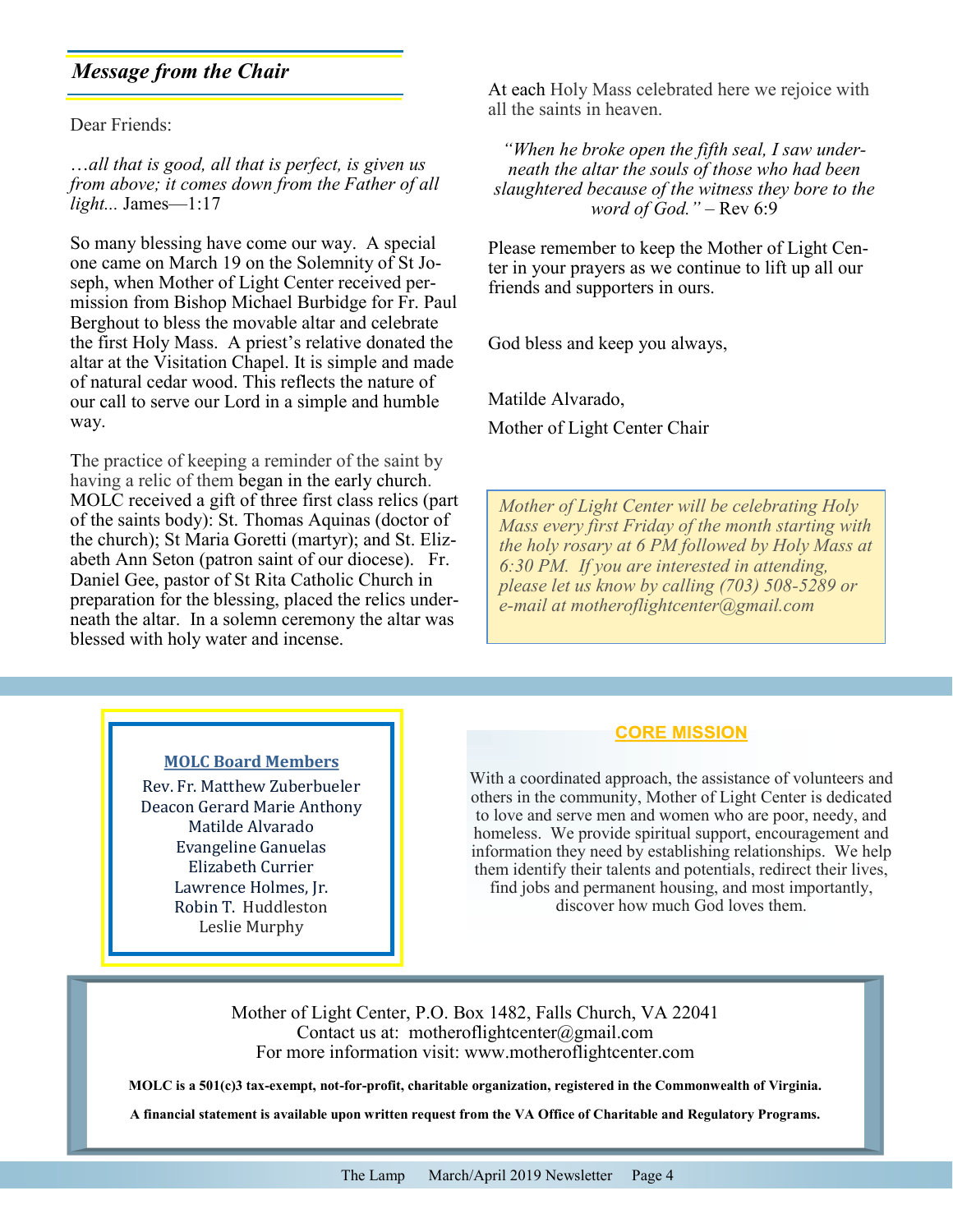## *Message from the Chair*

Dear Friends:

*…all that is good, all that is perfect, is given us from above; it comes down from the Father of all light...* James—1:17

So many blessing have come our way. A special one came on March 19 on the Solemnity of St Joseph, when Mother of Light Center received permission from Bishop Michael Burbidge for Fr. Paul Berghout to bless the movable altar and celebrate the first Holy Mass. A priest's relative donated the altar at the Visitation Chapel. It is simple and made of natural cedar wood. This reflects the nature of our call to serve our Lord in a simple and humble way.

The practice of keeping a reminder of the saint by having a relic of them began in the early church. MOLC received a gift of three first class relics (part of the saints body): St. Thomas Aquinas (doctor of the church); St Maria Goretti (martyr); and St. Elizabeth Ann Seton (patron saint of our diocese). Fr. Daniel Gee, pastor of St Rita Catholic Church in preparation for the blessing, placed the relics underneath the altar. In a solemn ceremony the altar was blessed with holy water and incense.

At each Holy Mass celebrated here we rejoice with all the saints in heaven.

*"When he broke open the fifth seal, I saw underneath the altar the souls of those who had been slaughtered because of the witness they bore to the word of God."* – Rev 6:9

Please remember to keep the Mother of Light Center in your prayers as we continue to lift up all our friends and supporters in ours.

God bless and keep you always,

Matilde Alvarado,

Mother of Light Center Chair

*Mother of Light Center will be celebrating Holy Mass every first Friday of the month starting with the holy rosary at 6 PM followed by Holy Mass at 6:30 PM. If you are interested in attending, please let us know by calling (703) 508-5289 or e-mail at motheroflightcenter@gmail.com*

### MOLC Board Members

Rev. Fr. Matthew Zuberbueler
Deacon Gerard Marie Anthony
Matilde Alvarado
Evangeline Ganuelas
Elizabeth Currier
Lawrence Holmes, Jr.
Robin T. Huddleston
Leslie Murphy

### CORE MISSION

With a coordinated approach, the assistance of volunteers and others in the community, Mother of Light Center is dedicated to love and serve men and women who are poor, needy, and homeless. We provide spiritual support, encouragement and information they need by establishing relationships. We help them identify their talents and potentials, redirect their lives, find jobs and permanent housing, and most importantly, discover how much God loves them.

Mother of Light Center, P.O. Box 1482, Falls Church, VA 22041
Contact us at: motheroflightcenter@gmail.com
For more information visit: www.motheroflightcenter.com

**MOLC is a 501(c)3 tax-exempt, not-for-profit, charitable organization, registered in the Commonwealth of Virginia.**

**A financial statement is available upon written request from the VA Office of Charitable and Regulatory Programs.**